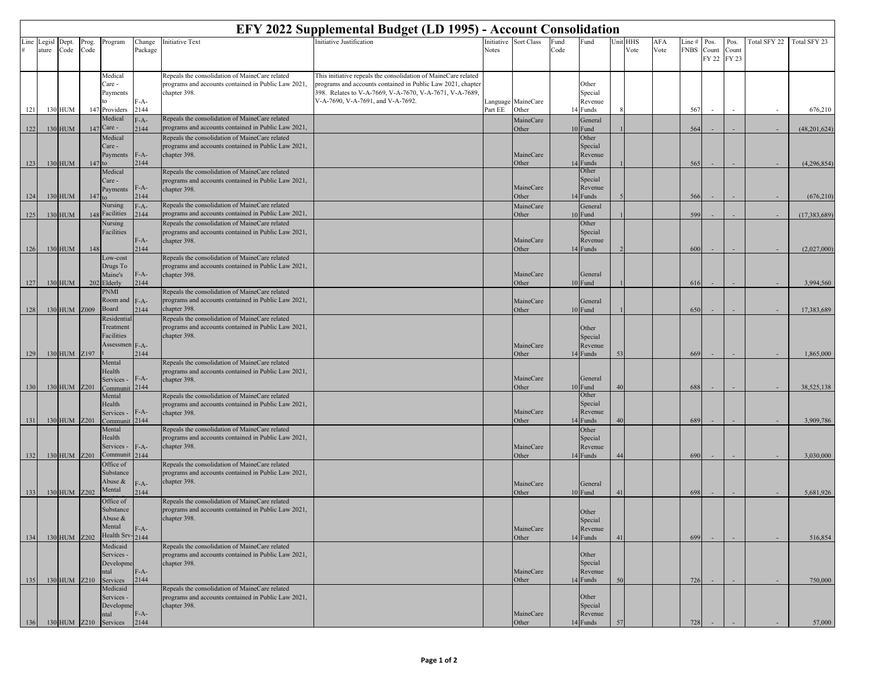# EFY 2022 Supplemental Budget (LD 1995) - Account Consolidation

| Line # | Legislature | Dept. Code | Prog. Code | Program | Change Package | Initiative Text | Initiative Justification | Initiative Notes | Sort Class | Fund Code | Fund | Unit | HHS Vote | AFA Vote | Line # FNBS | Pos. Count FY 22 | Pos. Count FY 23 | Total SFY 22 | Total SFY 23 |
|---|---|---|---|---|---|---|---|---|---|---|---|---|---|---|---|---|---|---|---|
| 121 | 130 | HUM | 147 | Medical Care - Payments to Providers | F-A-2144 | Repeals the consolidation of MaineCare related programs and accounts contained in Public Law 2021, chapter 398. | This initiative repeals the consolidation of MaineCare related programs and accounts contained in Public Law 2021, chapter 398. Relates to V-A-7669, V-A-7670, V-A-7671, V-A-7689, V-A-7690, V-A-7691, and V-A-7692. | Language Part EE | MaineCare Other | 14 | Other Special Revenue Funds | 8 | | | 567 | - | - | - | 676,210 |
| 122 | 130 | HUM | 147 | Medical Care - | F-A-2144 | Repeals the consolidation of MaineCare related programs and accounts contained in Public Law 2021, | | | MaineCare Other | 10 | General Fund | 1 | | | 564 | - | - | - | (48,201,624) |
| 123 | 130 | HUM | 147 | Medical Care - Payments to | F-A-2144 | Repeals the consolidation of MaineCare related programs and accounts contained in Public Law 2021, chapter 398. | | | MaineCare Other | 14 | Other Special Revenue Funds | 1 | | | 565 | - | - | - | (4,296,854) |
| 124 | 130 | HUM | 147 | Medical Care - Payments to | F-A-2144 | Repeals the consolidation of MaineCare related programs and accounts contained in Public Law 2021, chapter 398. | | | MaineCare Other | 14 | Other Special Revenue Funds | 5 | | | 566 | - | - | - | (676,210) |
| 125 | 130 | HUM | 148 | Nursing Facilities | F-A-2144 | Repeals the consolidation of MaineCare related programs and accounts contained in Public Law 2021, | | | MaineCare Other | 10 | General Fund | 1 | | | 599 | - | - | - | (17,383,689) |
| 126 | 130 | HUM | 148 | Nursing Facilities | F-A-2144 | Repeals the consolidation of MaineCare related programs and accounts contained in Public Law 2021, chapter 398. | | | MaineCare Other | 14 | Other Special Revenue Funds | 2 | | | 600 | - | - | - | (2,027,000) |
| 127 | 130 | HUM | 202 | Low-cost Drugs To Maine's Elderly | F-A-2144 | Repeals the consolidation of MaineCare related programs and accounts contained in Public Law 2021, chapter 398. | | | MaineCare Other | 10 | General Fund | 1 | | | 616 | - | - | - | 3,994,560 |
| 128 | 130 | HUM | Z009 | PNMI Room and Board | F-A-2144 | Repeals the consolidation of MaineCare related programs and accounts contained in Public Law 2021, chapter 398. | | | MaineCare Other | 10 | General Fund | 1 | | | 650 | - | - | - | 17,383,689 |
| 129 | 130 | HUM | Z197 | Residential Treatment Facilities Assessment | F-A-2144 | Repeals the consolidation of MaineCare related programs and accounts contained in Public Law 2021, chapter 398. | | | MaineCare Other | 14 | Other Special Revenue Funds | 53 | | | 669 | - | - | - | 1,865,000 |
| 130 | 130 | HUM | Z201 | Mental Health Services - Communit | F-A-2144 | Repeals the consolidation of MaineCare related programs and accounts contained in Public Law 2021, chapter 398. | | | MaineCare Other | 10 | General Fund | 40 | | | 688 | - | - | - | 38,525,138 |
| 131 | 130 | HUM | Z201 | Mental Health Services - Communit | F-A-2144 | Repeals the consolidation of MaineCare related programs and accounts contained in Public Law 2021, chapter 398. | | | MaineCare Other | 14 | Other Special Revenue Funds | 40 | | | 689 | - | - | - | 3,909,786 |
| 132 | 130 | HUM | Z201 | Mental Health Services - Communit | F-A-2144 | Repeals the consolidation of MaineCare related programs and accounts contained in Public Law 2021, chapter 398. | | | MaineCare Other | 14 | Other Special Revenue Funds | 44 | | | 690 | - | - | - | 3,030,000 |
| 133 | 130 | HUM | Z202 | Office of Substance Abuse & Mental | F-A-2144 | Repeals the consolidation of MaineCare related programs and accounts contained in Public Law 2021, chapter 398. | | | MaineCare Other | 10 | General Fund | 41 | | | 698 | - | - | - | 5,681,926 |
| 134 | 130 | HUM | Z202 | Office of Substance Abuse & Mental Health Srv- | F-A-2144 | Repeals the consolidation of MaineCare related programs and accounts contained in Public Law 2021, chapter 398. | | | MaineCare Other | 14 | Other Special Revenue Funds | 41 | | | 699 | - | - | - | 516,854 |
| 135 | 130 | HUM | Z210 | Medicaid Services - Developmental Services | F-A-2144 | Repeals the consolidation of MaineCare related programs and accounts contained in Public Law 2021, chapter 398. | | | MaineCare Other | 14 | Other Special Revenue Funds | 50 | | | 726 | - | - | - | 750,000 |
| 136 | 130 | HUM | Z210 | Medicaid Services - Developmental Services | F-A-2144 | Repeals the consolidation of MaineCare related programs and accounts contained in Public Law 2021, chapter 398. | | | MaineCare Other | 14 | Other Special Revenue Funds | 57 | | | 728 | - | - | - | 57,000 |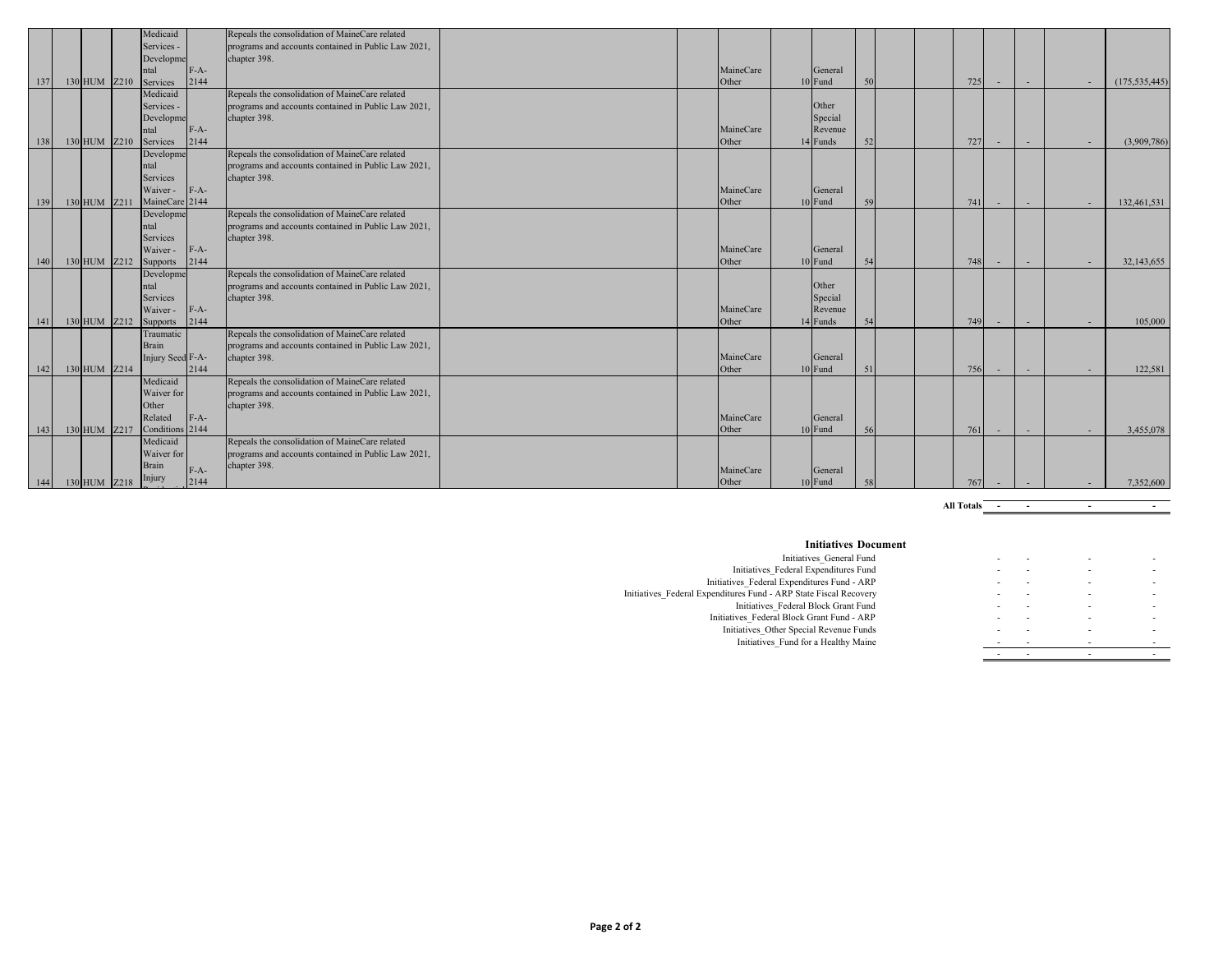| | | | | | | | | | | | | | | | | | | | | |
|---|---|---|---|---|---|---|---|---|---|---|---|---|---|---|---|---|---|---|---|---|
| 137 | 130 | HUM | Z210 | Medicaid Services - Developmental Services | F-A-2144 | Repeals the consolidation of MaineCare related programs and accounts contained in Public Law 2021, chapter 398. | | | MaineCare Other | 10 | General Fund | 50 | | | 725 | - | - | | - | (175,535,445) |
| 138 | 130 | HUM | Z210 | Medicaid Services - Developmental Services | F-A-2144 | Repeals the consolidation of MaineCare related programs and accounts contained in Public Law 2021, chapter 398. | | | MaineCare Other | 14 | Other Special Revenue Funds | 52 | | | 727 | - | - | | - | (3,909,786) |
| 139 | 130 | HUM | Z211 | Developmental Services Waiver - MaineCare | F-A-2144 | Repeals the consolidation of MaineCare related programs and accounts contained in Public Law 2021, chapter 398. | | | MaineCare Other | 10 | General Fund | 59 | | | 741 | - | - | | - | 132,461,531 |
| 140 | 130 | HUM | Z212 | Developmental Services Waiver - Supports | F-A-2144 | Repeals the consolidation of MaineCare related programs and accounts contained in Public Law 2021, chapter 398. | | | MaineCare Other | 10 | General Fund | 54 | | | 748 | - | - | | - | 32,143,655 |
| 141 | 130 | HUM | Z212 | Developmental Services Waiver - Supports | F-A-2144 | Repeals the consolidation of MaineCare related programs and accounts contained in Public Law 2021, chapter 398. | | | MaineCare Other | 14 | Other Special Revenue Funds | 54 | | | 749 | - | - | | - | 105,000 |
| 142 | 130 | HUM | Z214 | Traumatic Brain Injury Seed | F-A-2144 | Repeals the consolidation of MaineCare related programs and accounts contained in Public Law 2021, chapter 398. | | | MaineCare Other | 10 | General Fund | 51 | | | 756 | - | - | | - | 122,581 |
| 143 | 130 | HUM | Z217 | Medicaid Waiver for Other Related Conditions | F-A-2144 | Repeals the consolidation of MaineCare related programs and accounts contained in Public Law 2021, chapter 398. | | | MaineCare Other | 10 | General Fund | 56 | | | 761 | - | - | | - | 3,455,078 |
| 144 | 130 | HUM | Z218 | Medicaid Waiver for Brain Injury | F-A-2144 | Repeals the consolidation of MaineCare related programs and accounts contained in Public Law 2021, chapter 398. | | | MaineCare Other | 10 | General Fund | 58 | | | 767 | - | - | | - | 7,352,600 |
| | | | | | | | | | | | | | | | **All Totals** | - | - | | - | - |

**Initiatives Document**

| | | | | |
|---|---|---|---|---|
| Initiatives_General Fund | - | - | - | - |
| Initiatives_Federal Expenditures Fund | - | - | - | - |
| Initiatives_Federal Expenditures Fund - ARP | - | - | - | - |
| Initiatives_Federal Expenditures Fund - ARP State Fiscal Recovery | - | - | - | - |
| Initiatives_Federal Block Grant Fund | - | - | - | - |
| Initiatives_Federal Block Grant Fund - ARP | - | - | - | - |
| Initiatives_Other Special Revenue Funds | - | - | - | - |
| Initiatives_Fund for a Healthy Maine | - | - | - | - |
| | - | - | - | - |